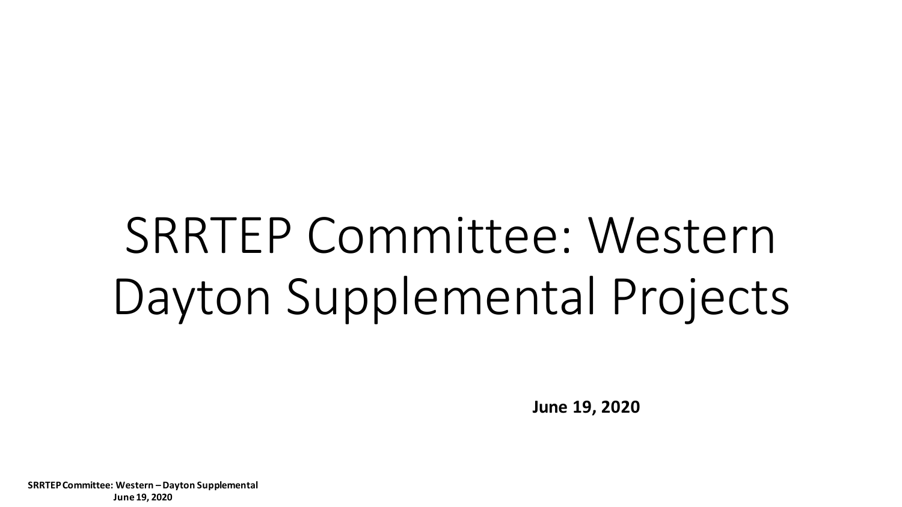# SRRTEP Committee: Western Dayton Supplemental Projects

**June 19, 2020**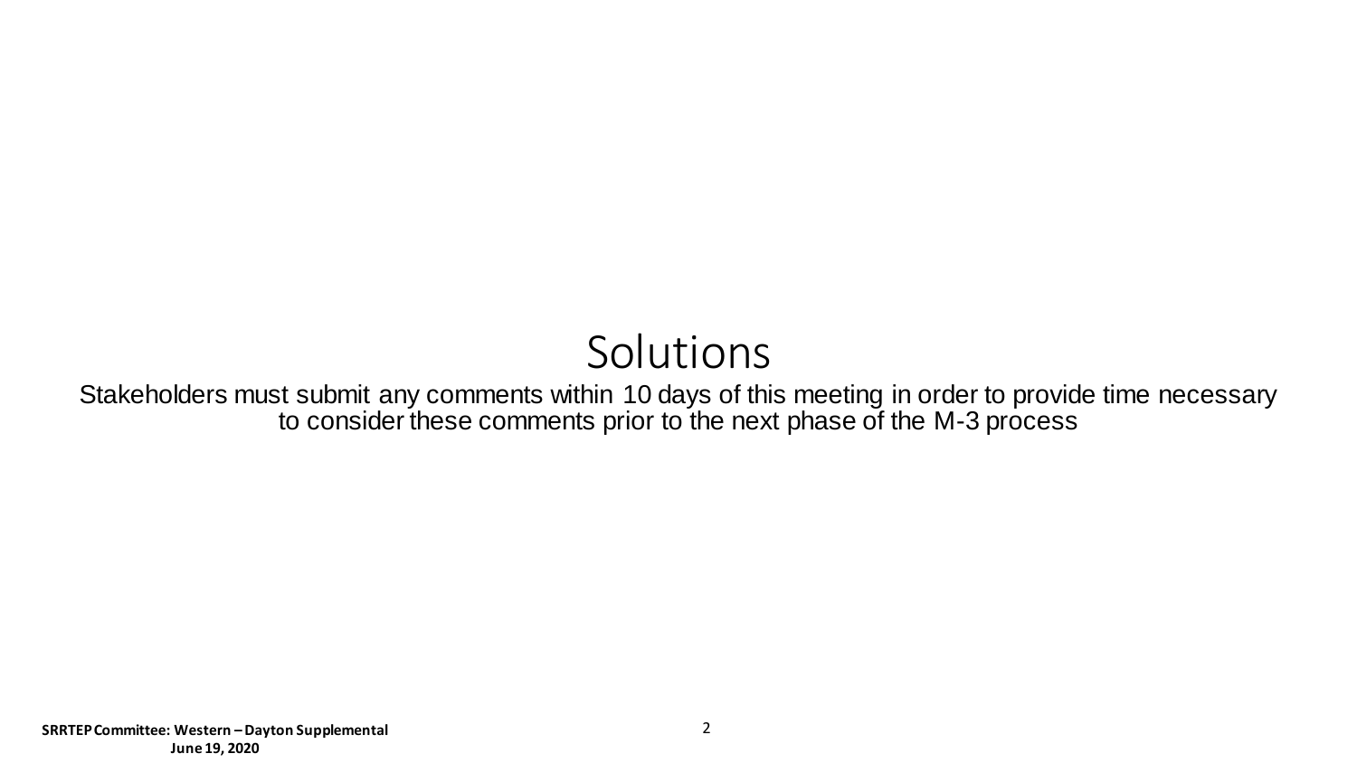# Solutions

Stakeholders must submit any comments within 10 days of this meeting in order to provide time necessary to consider these comments prior to the next phase of the M-3 process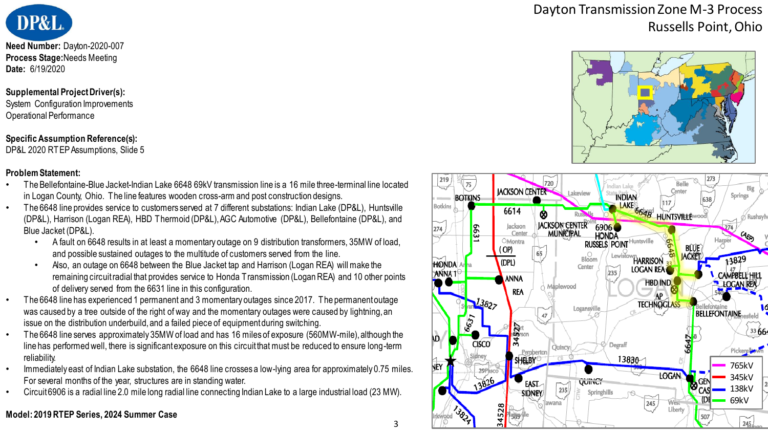# Dayton Transmission Zone M-3 Process
## Russells Point, Ohio

**Need Number:** Dayton-2020-007
**Process Stage:** Needs Meeting
**Date:** 6/19/2020

**Supplemental Project Driver(s):**
System Configuration Improvements
Operational Performance

**Specific Assumption Reference(s):**
DP&L 2020 RTEP Assumptions, Slide 5

**Problem Statement:**

- The Bellefontaine-Blue Jacket-Indian Lake 6648 69kV transmission line is a 16 mile three-terminal line located in Logan County, Ohio. The line features wooden cross-arm and post construction designs.
- The 6648 line provides service to customers served at 7 different substations: Indian Lake (DP&L), Huntsville (DP&L), Harrison (Logan REA), HBD Thermoid (DP&L), AGC Automotive (DP&L), Bellefontaine (DP&L), and Blue Jacket (DP&L).
  - A fault on 6648 results in at least a momentary outage on 9 distribution transformers, 35MW of load, and possible sustained outages to the multitude of customers served from the line.
  - Also, an outage on 6648 between the Blue Jacket tap and Harrison (Logan REA) will make the remaining circuit radial that provides service to Honda Transmission (Logan REA) and 10 other points of delivery served from the 6631 line in this configuration.
- The 6648 line has experienced 1 permanent and 3 momentary outages since 2017. The permanent outage was caused by a tree outside of the right of way and the momentary outages were caused by lightning, an issue on the distribution underbuild, and a failed piece of equipment during switching.
- The 6648 line serves approximately 35MW of load and has 16 miles of exposure (560MW-mile), although the line has performed well, there is significant exposure on this circuit that must be reduced to ensure long-term reliability.
- Immediately east of Indian Lake substation, the 6648 line crosses a low-lying area for approximately 0.75 miles. For several months of the year, structures are in standing water.
- Circuit 6906 is a radial line 2.0 mile long radial line connecting Indian Lake to a large industrial load (23 MW).

**Model: 2019 RTEP Series, 2024 Summer Case**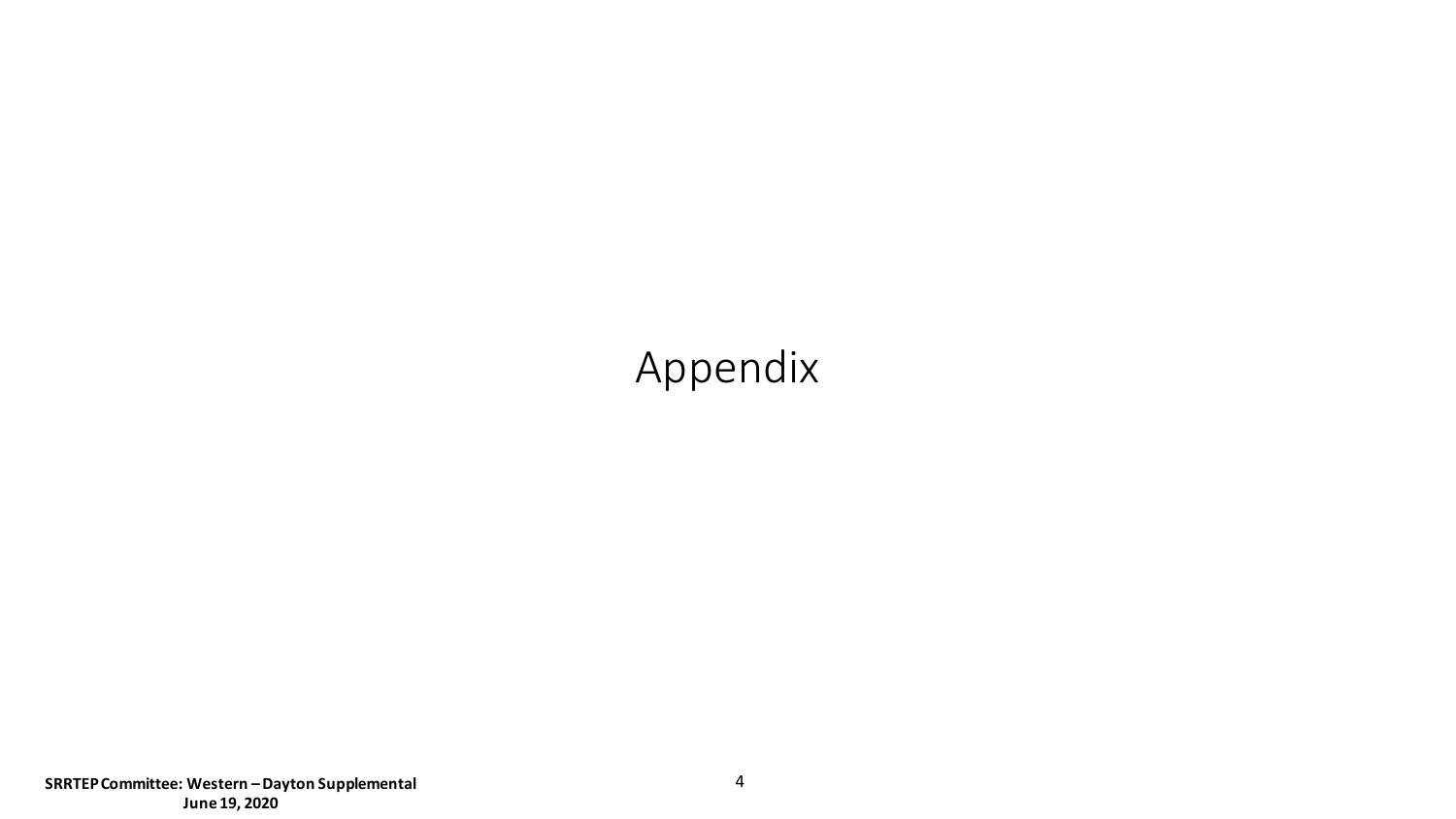# Appendix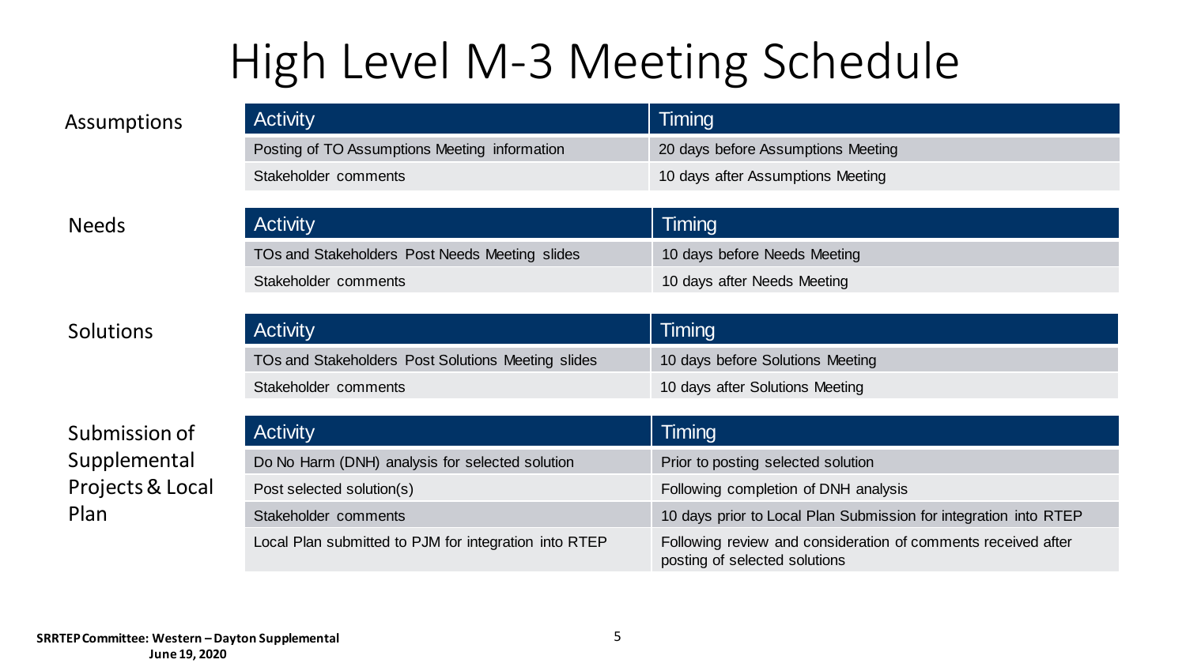# High Level M-3 Meeting Schedule

## Assumptions

| Activity | Timing |
| --- | --- |
| Posting of TO Assumptions Meeting information | 20 days before Assumptions Meeting |
| Stakeholder comments | 10 days after Assumptions Meeting |

## Needs

| Activity | Timing |
| --- | --- |
| TOs and Stakeholders Post Needs Meeting slides | 10 days before Needs Meeting |
| Stakeholder comments | 10 days after Needs Meeting |

## Solutions

| Activity | Timing |
| --- | --- |
| TOs and Stakeholders Post Solutions Meeting slides | 10 days before Solutions Meeting |
| Stakeholder comments | 10 days after Solutions Meeting |

## Submission of Supplemental Projects & Local Plan

| Activity | Timing |
| --- | --- |
| Do No Harm (DNH) analysis for selected solution | Prior to posting selected solution |
| Post selected solution(s) | Following completion of DNH analysis |
| Stakeholder comments | 10 days prior to Local Plan Submission for integration into RTEP |
| Local Plan submitted to PJM for integration into RTEP | Following review and consideration of comments received after posting of selected solutions |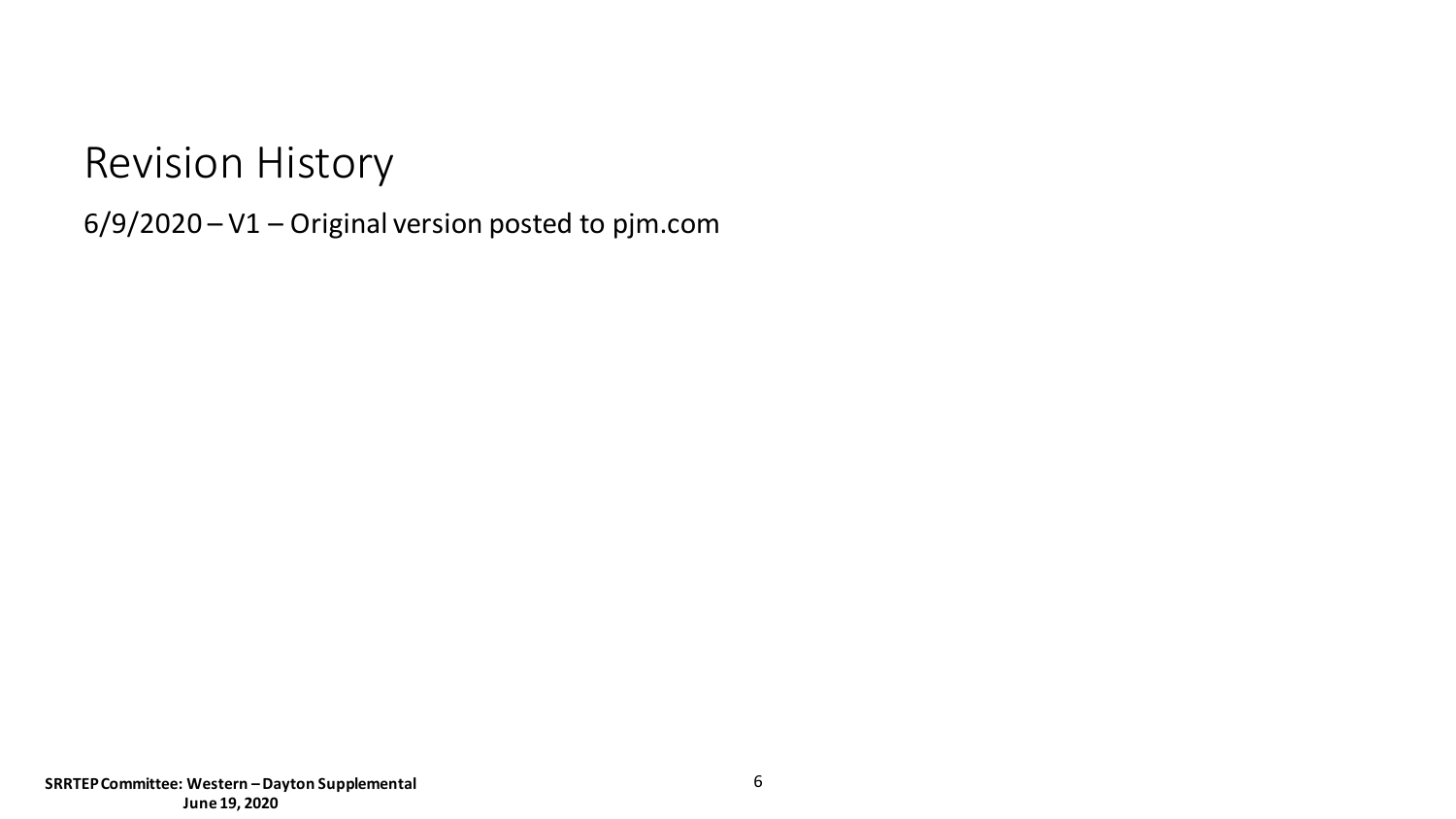# Revision History

6/9/2020 – V1 – Original version posted to pjm.com